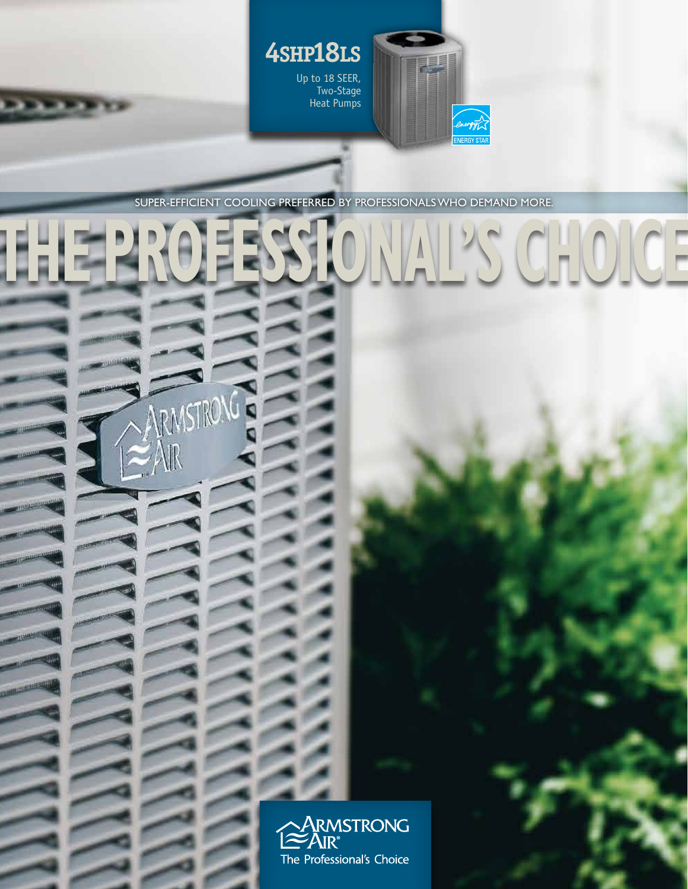# 4SHP18LS

Up to 18 SEER, Two-Stage Heat Pumps

ENERGY STAR

SUPER-EFFICIENT COOLING PREFERRED BY PROFESSIONALS WHO DEMAND MORE.

# THE PROFESSIONAL'S CHOICE

ARMSTRONG AIR®

The Professional's Choice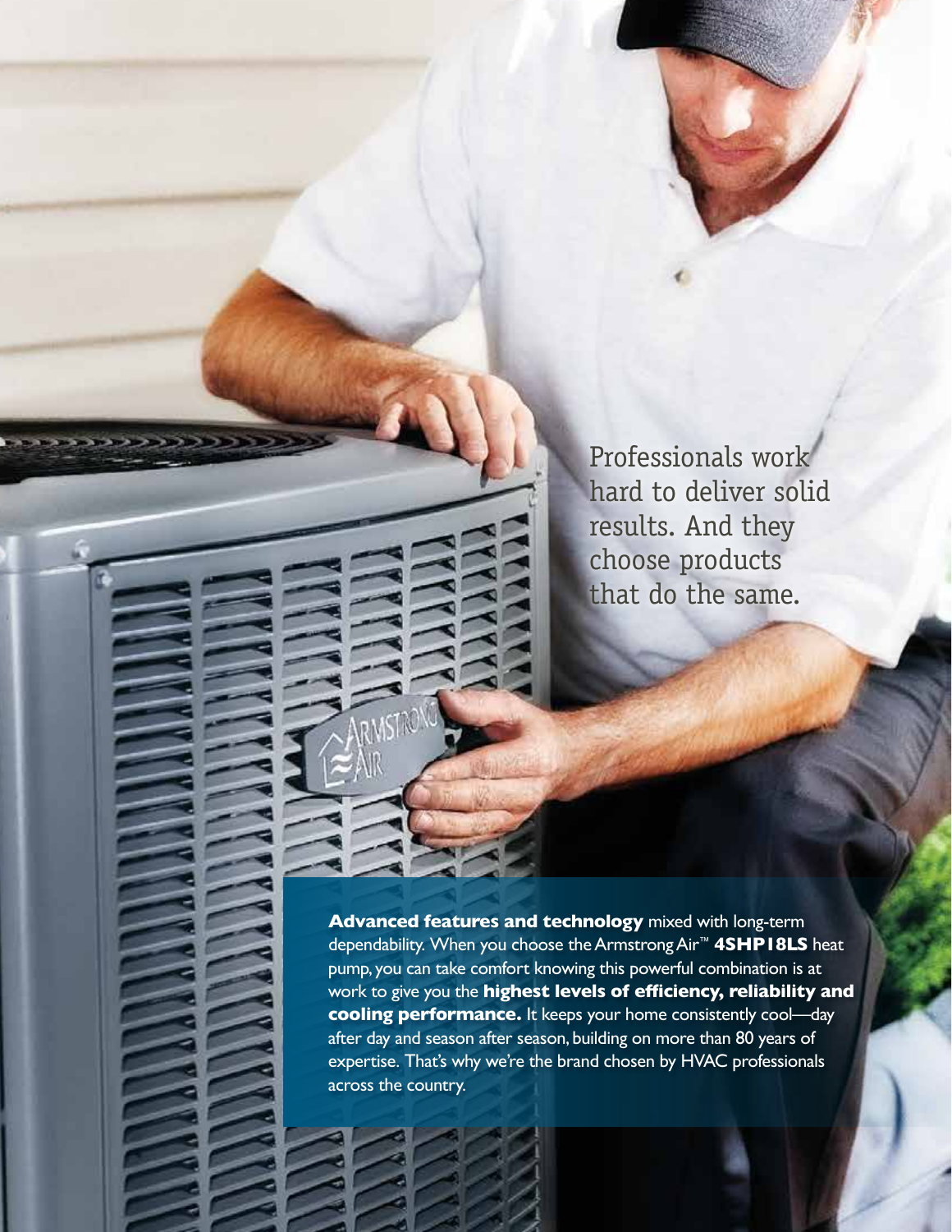Professionals work hard to deliver solid results. And they choose products that do the same.

**Advanced features and technology** mixed with long-term dependability. When you choose the Armstrong Air™ **4SHP18LS** heat pump, you can take comfort knowing this powerful combination is at work to give you the **highest levels of efficiency, reliability and cooling performance.** It keeps your home consistently cool—day after day and season after season, building on more than 80 years of expertise. That's why we're the brand chosen by HVAC professionals across the country.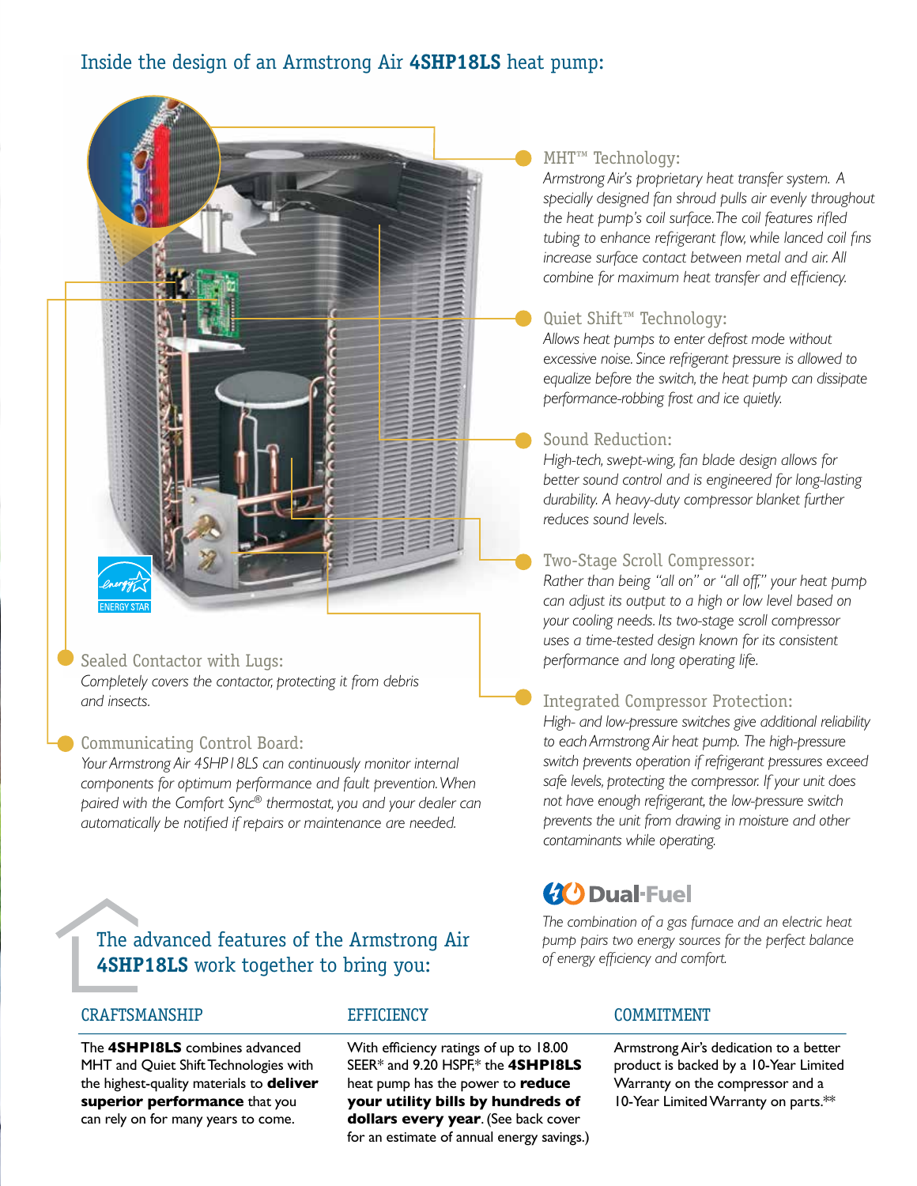## Inside the design of an Armstrong Air **4SHP18LS** heat pump:

### MHT™ Technology:

*Armstrong Air's proprietary heat transfer system. A specially designed fan shroud pulls air evenly throughout the heat pump's coil surface. The coil features rifled tubing to enhance refrigerant flow, while lanced coil fins increase surface contact between metal and air. All combine for maximum heat transfer and efficiency.*

### Quiet Shift™ Technology:

*Allows heat pumps to enter defrost mode without excessive noise. Since refrigerant pressure is allowed to equalize before the switch, the heat pump can dissipate performance-robbing frost and ice quietly.*

### Sound Reduction:

*High-tech, swept-wing, fan blade design allows for better sound control and is engineered for long-lasting durability. A heavy-duty compressor blanket further reduces sound levels.*

### Two-Stage Scroll Compressor:

*Rather than being "all on" or "all off," your heat pump can adjust its output to a high or low level based on your cooling needs. Its two-stage scroll compressor uses a time-tested design known for its consistent performance and long operating life.*

### Integrated Compressor Protection:

*High- and low-pressure switches give additional reliability to each Armstrong Air heat pump. The high-pressure switch prevents operation if refrigerant pressures exceed safe levels, protecting the compressor. If your unit does not have enough refrigerant, the low-pressure switch prevents the unit from drawing in moisture and other contaminants while operating.*

### Sealed Contactor with Lugs:

*Completely covers the contactor, protecting it from debris and insects.*

### Communicating Control Board:

*Your Armstrong Air 4SHP18LS can continuously monitor internal components for optimum performance and fault prevention. When paired with the Comfort Sync® thermostat, you and your dealer can automatically be notified if repairs or maintenance are needed.*

ENERGY STAR

### Dual-Fuel

*The combination of a gas furnace and an electric heat pump pairs two energy sources for the perfect balance of energy efficiency and comfort.*

## The advanced features of the Armstrong Air **4SHP18LS** work together to bring you:

### CRAFTSMANSHIP

The **4SHP18LS** combines advanced MHT and Quiet Shift Technologies with the highest-quality materials to **deliver superior performance** that you can rely on for many years to come.

### EFFICIENCY

With efficiency ratings of up to 18.00 SEER* and 9.20 HSPF,* the **4SHP18LS** heat pump has the power to **reduce your utility bills by hundreds of dollars every year**. (See back cover for an estimate of annual energy savings.)

### COMMITMENT

Armstrong Air's dedication to a better product is backed by a 10-Year Limited Warranty on the compressor and a 10-Year Limited Warranty on parts.**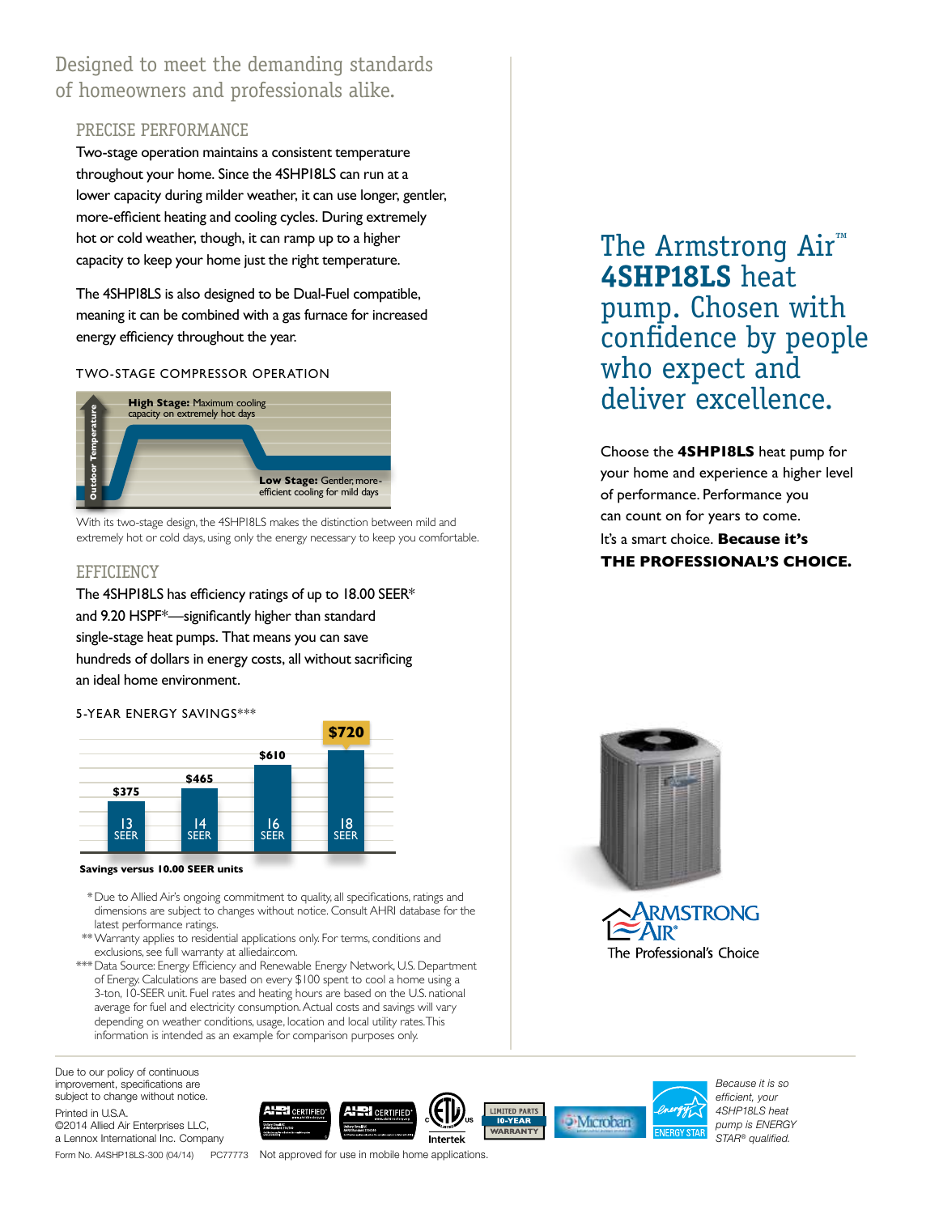## Designed to meet the demanding standards of homeowners and professionals alike.

### PRECISE PERFORMANCE

Two-stage operation maintains a consistent temperature throughout your home. Since the 4SHP18LS can run at a lower capacity during milder weather, it can use longer, gentler, more-efficient heating and cooling cycles. During extremely hot or cold weather, though, it can ramp up to a higher capacity to keep your home just the right temperature.

The 4SHP18LS is also designed to be Dual-Fuel compatible, meaning it can be combined with a gas furnace for increased energy efficiency throughout the year.

#### TWO-STAGE COMPRESSOR OPERATION

Outdoor Temperature

**High Stage:** Maximum cooling capacity on extremely hot days

**Low Stage:** Gentler, more-efficient cooling for mild days

With its two-stage design, the 4SHP18LS makes the distinction between mild and extremely hot or cold days, using only the energy necessary to keep you comfortable.

### EFFICIENCY

The 4SHP18LS has efficiency ratings of up to 18.00 SEER* and 9.20 HSPF*—significantly higher than standard single-stage heat pumps. That means you can save hundreds of dollars in energy costs, all without sacrificing an ideal home environment.

#### 5-YEAR ENERGY SAVINGS***

$375
13 SEER

$465
14 SEER

$610
16 SEER

$720
18 SEER

**Savings versus 10.00 SEER units**

\* Due to Allied Air's ongoing commitment to quality, all specifications, ratings and dimensions are subject to changes without notice. Consult AHRI database for the latest performance ratings.

\*\* Warranty applies to residential applications only. For terms, conditions and exclusions, see full warranty at alliedair.com.

\*\*\* Data Source: Energy Efficiency and Renewable Energy Network, U.S. Department of Energy. Calculations are based on every $100 spent to cool a home using a 3-ton, 10-SEER unit. Fuel rates and heating hours are based on the U.S. national average for fuel and electricity consumption. Actual costs and savings will vary depending on weather conditions, usage, location and local utility rates. This information is intended as an example for comparison purposes only.

## The Armstrong Air™ **4SHP18LS** heat pump. Chosen with confidence by people who expect and deliver excellence.

Choose the **4SHP18LS** heat pump for your home and experience a higher level of performance. Performance you can count on for years to come. It's a smart choice. **Because it's THE PROFESSIONAL'S CHOICE.**

ARMSTRONG AIR®
The Professional's Choice

Due to our policy of continuous improvement, specifications are subject to change without notice.

Printed in U.S.A.
©2014 Allied Air Enterprises LLC, a Lennox International Inc. Company

AHRI CERTIFIED® AHRI CERTIFIED® Intertek LIMITED PARTS 10-YEAR WARRANTY Microban ENERGY STAR

*Because it is so efficient, your 4SHP18LS heat pump is ENERGY STAR® qualified.*

Form No. A4SHP18LS-300 (04/14) PC77773 Not approved for use in mobile home applications.